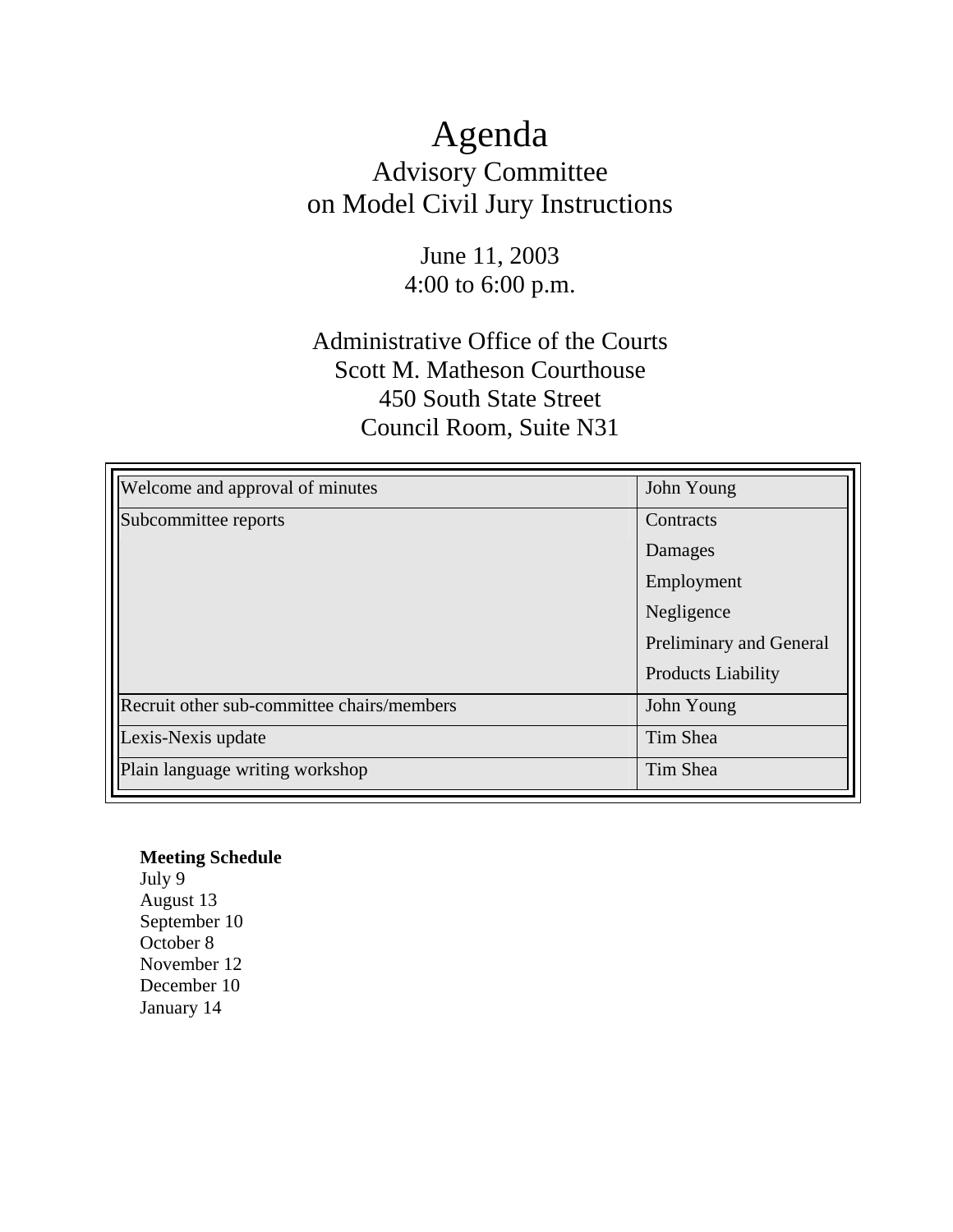# Agenda

## Advisory Committee on Model Civil Jury Instructions

June 11, 2003
4:00 to 6:00 p.m.

Administrative Office of the Courts
Scott M. Matheson Courthouse
450 South State Street
Council Room, Suite N31

| Item | Presenter |
| --- | --- |
| Welcome and approval of minutes | John Young |
| Subcommittee reports | Contracts<br>Damages<br>Employment<br>Negligence<br>Preliminary and General<br>Products Liability |
| Recruit other sub-committee chairs/members | John Young |
| Lexis-Nexis update | Tim Shea |
| Plain language writing workshop | Tim Shea |

**Meeting Schedule**
July 9
August 13
September 10
October 8
November 12
December 10
January 14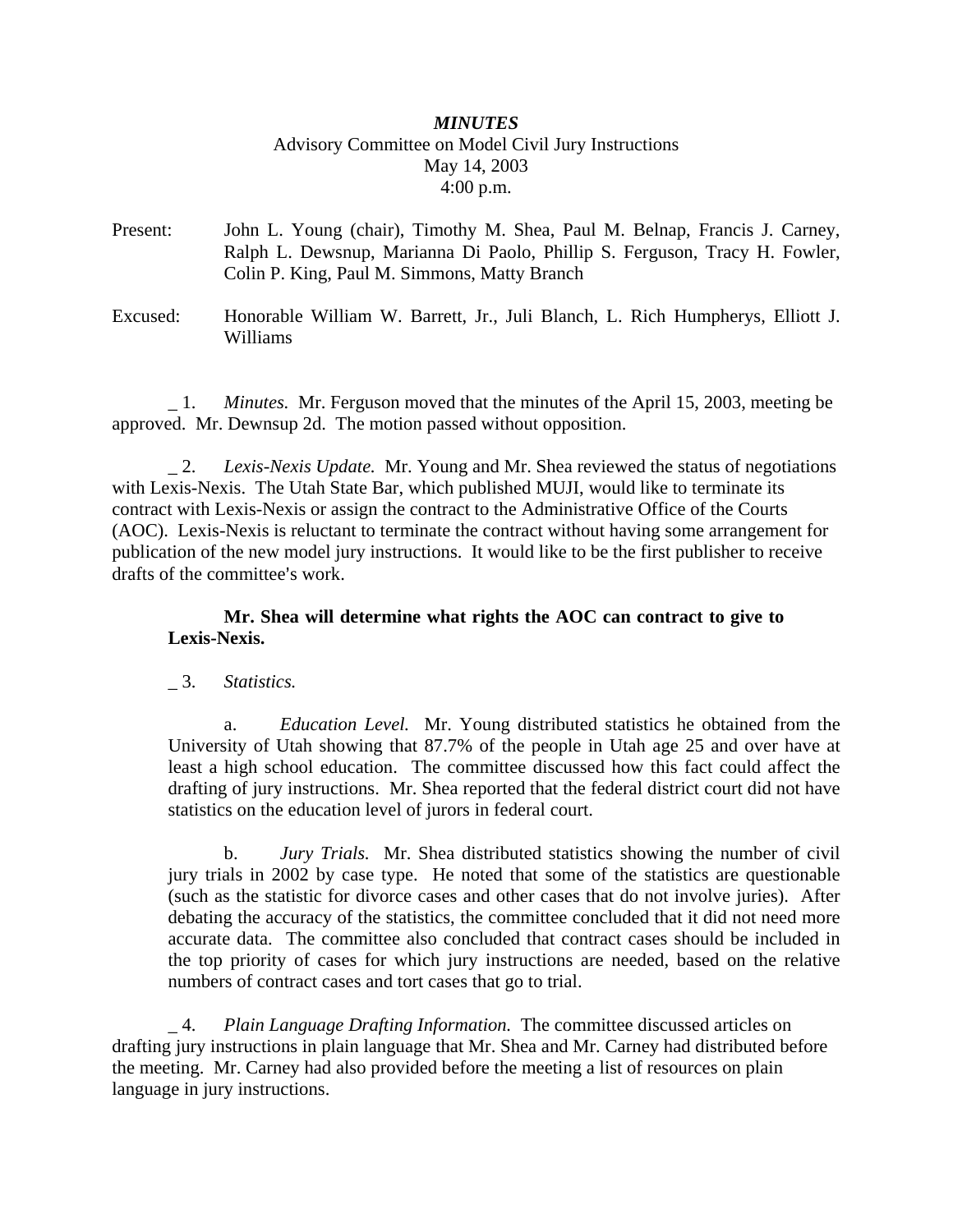*MINUTES*
Advisory Committee on Model Civil Jury Instructions
May 14, 2003
4:00 p.m.

Present: John L. Young (chair), Timothy M. Shea, Paul M. Belnap, Francis J. Carney, Ralph L. Dewsnup, Marianna Di Paolo, Phillip S. Ferguson, Tracy H. Fowler, Colin P. King, Paul M. Simmons, Matty Branch

Excused: Honorable William W. Barrett, Jr., Juli Blanch, L. Rich Humpherys, Elliott J. Williams

_ 1. *Minutes.* Mr. Ferguson moved that the minutes of the April 15, 2003, meeting be approved. Mr. Dewnsup 2d. The motion passed without opposition.

_ 2. *Lexis-Nexis Update.* Mr. Young and Mr. Shea reviewed the status of negotiations with Lexis-Nexis. The Utah State Bar, which published MUJI, would like to terminate its contract with Lexis-Nexis or assign the contract to the Administrative Office of the Courts (AOC). Lexis-Nexis is reluctant to terminate the contract without having some arrangement for publication of the new model jury instructions. It would like to be the first publisher to receive drafts of the committee's work.

**Mr. Shea will determine what rights the AOC can contract to give to Lexis-Nexis.**

_ 3. *Statistics.*

a. *Education Level.* Mr. Young distributed statistics he obtained from the University of Utah showing that 87.7% of the people in Utah age 25 and over have at least a high school education. The committee discussed how this fact could affect the drafting of jury instructions. Mr. Shea reported that the federal district court did not have statistics on the education level of jurors in federal court.

b. *Jury Trials.* Mr. Shea distributed statistics showing the number of civil jury trials in 2002 by case type. He noted that some of the statistics are questionable (such as the statistic for divorce cases and other cases that do not involve juries). After debating the accuracy of the statistics, the committee concluded that it did not need more accurate data. The committee also concluded that contract cases should be included in the top priority of cases for which jury instructions are needed, based on the relative numbers of contract cases and tort cases that go to trial.

_ 4. *Plain Language Drafting Information.* The committee discussed articles on drafting jury instructions in plain language that Mr. Shea and Mr. Carney had distributed before the meeting. Mr. Carney had also provided before the meeting a list of resources on plain language in jury instructions.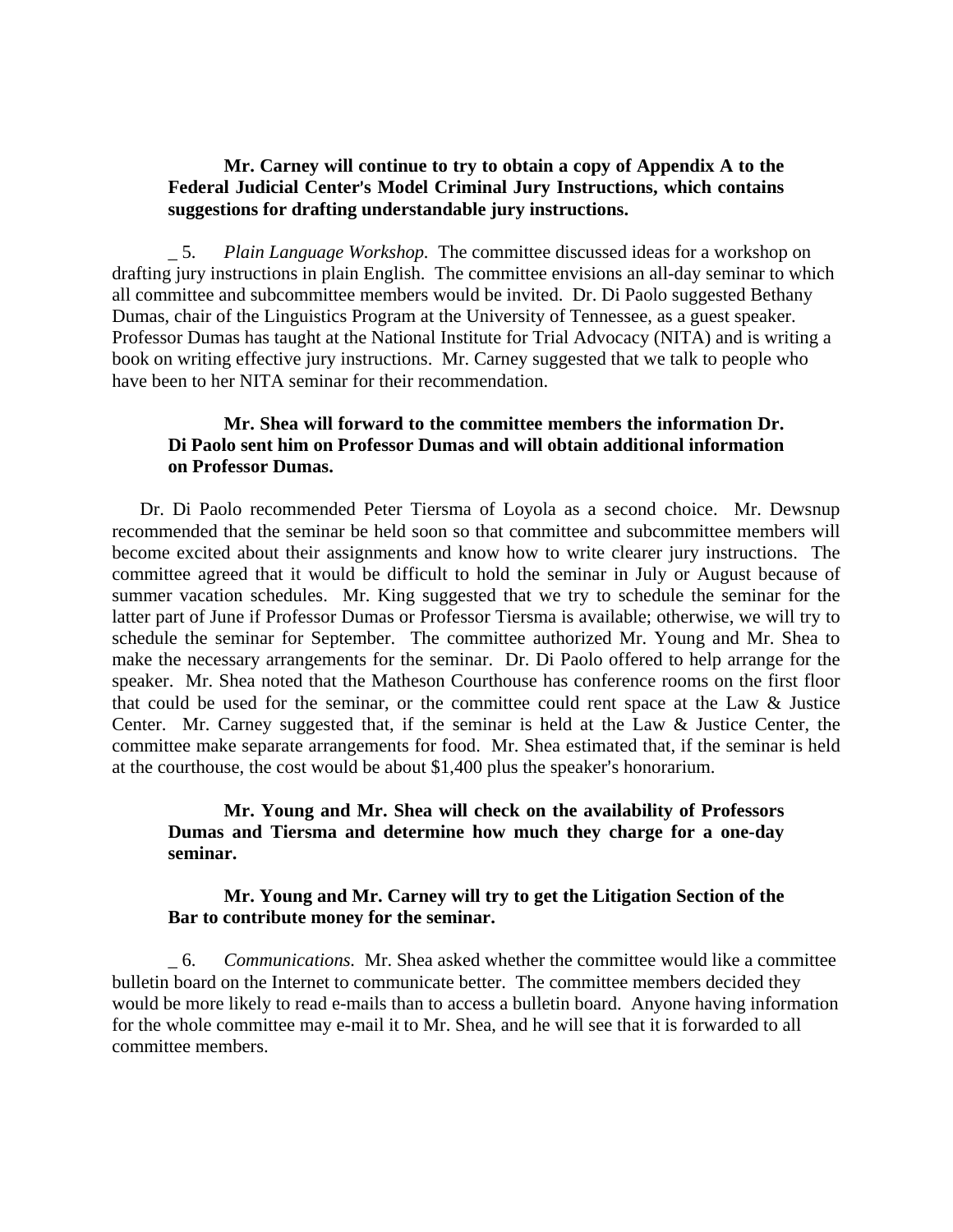**Mr. Carney will continue to try to obtain a copy of Appendix A to the Federal Judicial Center's Model Criminal Jury Instructions, which contains suggestions for drafting understandable jury instructions.**

_ 5. *Plain Language Workshop.* The committee discussed ideas for a workshop on drafting jury instructions in plain English. The committee envisions an all-day seminar to which all committee and subcommittee members would be invited. Dr. Di Paolo suggested Bethany Dumas, chair of the Linguistics Program at the University of Tennessee, as a guest speaker. Professor Dumas has taught at the National Institute for Trial Advocacy (NITA) and is writing a book on writing effective jury instructions. Mr. Carney suggested that we talk to people who have been to her NITA seminar for their recommendation.

**Mr. Shea will forward to the committee members the information Dr. Di Paolo sent him on Professor Dumas and will obtain additional information on Professor Dumas.**

Dr. Di Paolo recommended Peter Tiersma of Loyola as a second choice. Mr. Dewsnup recommended that the seminar be held soon so that committee and subcommittee members will become excited about their assignments and know how to write clearer jury instructions. The committee agreed that it would be difficult to hold the seminar in July or August because of summer vacation schedules. Mr. King suggested that we try to schedule the seminar for the latter part of June if Professor Dumas or Professor Tiersma is available; otherwise, we will try to schedule the seminar for September. The committee authorized Mr. Young and Mr. Shea to make the necessary arrangements for the seminar. Dr. Di Paolo offered to help arrange for the speaker. Mr. Shea noted that the Matheson Courthouse has conference rooms on the first floor that could be used for the seminar, or the committee could rent space at the Law & Justice Center. Mr. Carney suggested that, if the seminar is held at the Law & Justice Center, the committee make separate arrangements for food. Mr. Shea estimated that, if the seminar is held at the courthouse, the cost would be about $1,400 plus the speaker's honorarium.

**Mr. Young and Mr. Shea will check on the availability of Professors Dumas and Tiersma and determine how much they charge for a one-day seminar.**

**Mr. Young and Mr. Carney will try to get the Litigation Section of the Bar to contribute money for the seminar.**

_ 6. *Communications.* Mr. Shea asked whether the committee would like a committee bulletin board on the Internet to communicate better. The committee members decided they would be more likely to read e-mails than to access a bulletin board. Anyone having information for the whole committee may e-mail it to Mr. Shea, and he will see that it is forwarded to all committee members.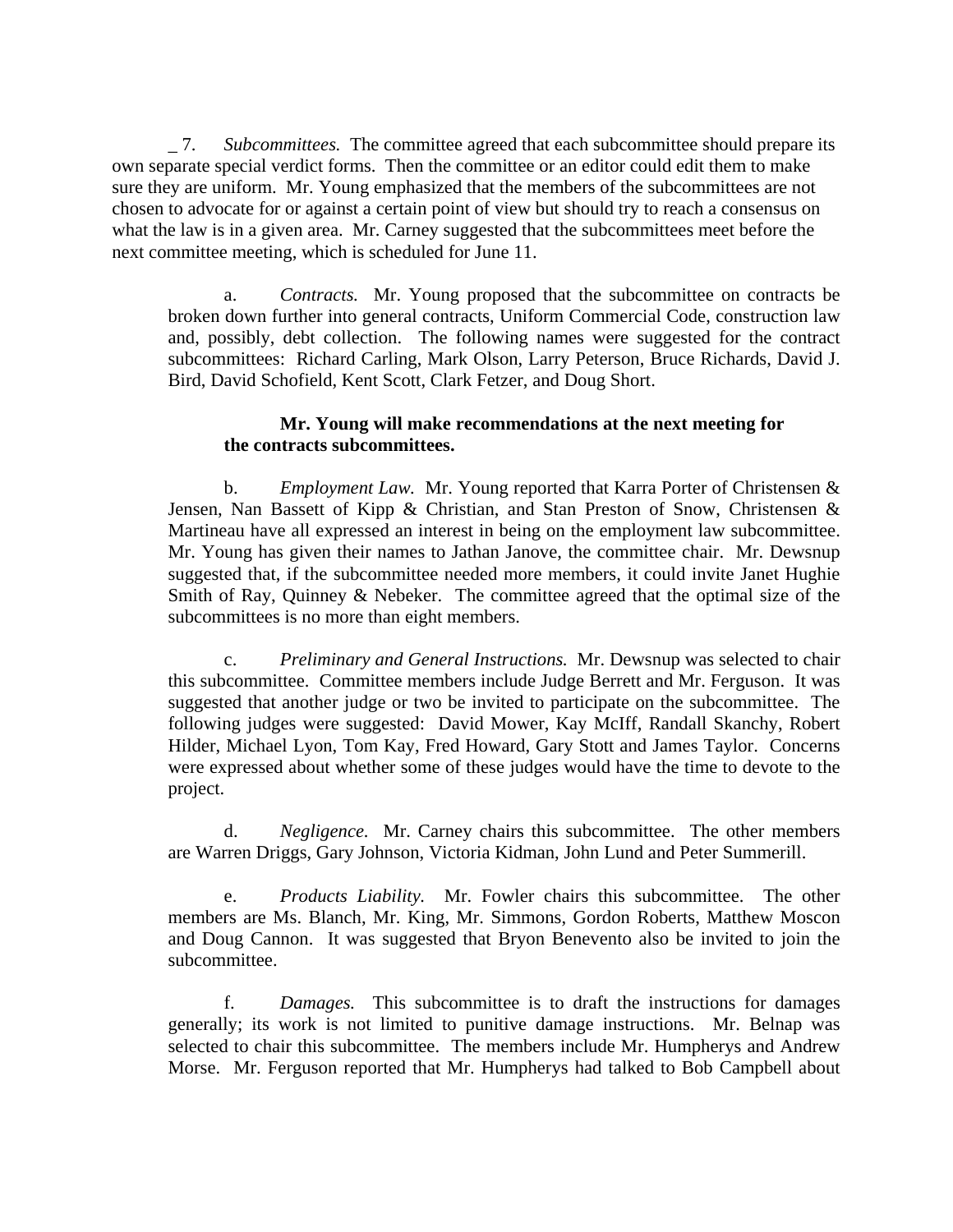_ 7. *Subcommittees.* The committee agreed that each subcommittee should prepare its own separate special verdict forms. Then the committee or an editor could edit them to make sure they are uniform. Mr. Young emphasized that the members of the subcommittees are not chosen to advocate for or against a certain point of view but should try to reach a consensus on what the law is in a given area. Mr. Carney suggested that the subcommittees meet before the next committee meeting, which is scheduled for June 11.

a. *Contracts.* Mr. Young proposed that the subcommittee on contracts be broken down further into general contracts, Uniform Commercial Code, construction law and, possibly, debt collection. The following names were suggested for the contract subcommittees: Richard Carling, Mark Olson, Larry Peterson, Bruce Richards, David J. Bird, David Schofield, Kent Scott, Clark Fetzer, and Doug Short.

**Mr. Young will make recommendations at the next meeting for the contracts subcommittees.**

b. *Employment Law.* Mr. Young reported that Karra Porter of Christensen & Jensen, Nan Bassett of Kipp & Christian, and Stan Preston of Snow, Christensen & Martineau have all expressed an interest in being on the employment law subcommittee. Mr. Young has given their names to Jathan Janove, the committee chair. Mr. Dewsnup suggested that, if the subcommittee needed more members, it could invite Janet Hughie Smith of Ray, Quinney & Nebeker. The committee agreed that the optimal size of the subcommittees is no more than eight members.

c. *Preliminary and General Instructions.* Mr. Dewsnup was selected to chair this subcommittee. Committee members include Judge Berrett and Mr. Ferguson. It was suggested that another judge or two be invited to participate on the subcommittee. The following judges were suggested: David Mower, Kay McIff, Randall Skanchy, Robert Hilder, Michael Lyon, Tom Kay, Fred Howard, Gary Stott and James Taylor. Concerns were expressed about whether some of these judges would have the time to devote to the project.

d. *Negligence.* Mr. Carney chairs this subcommittee. The other members are Warren Driggs, Gary Johnson, Victoria Kidman, John Lund and Peter Summerill.

e. *Products Liability.* Mr. Fowler chairs this subcommittee. The other members are Ms. Blanch, Mr. King, Mr. Simmons, Gordon Roberts, Matthew Moscon and Doug Cannon. It was suggested that Bryon Benevento also be invited to join the subcommittee.

f. *Damages.* This subcommittee is to draft the instructions for damages generally; its work is not limited to punitive damage instructions. Mr. Belnap was selected to chair this subcommittee. The members include Mr. Humpherys and Andrew Morse. Mr. Ferguson reported that Mr. Humpherys had talked to Bob Campbell about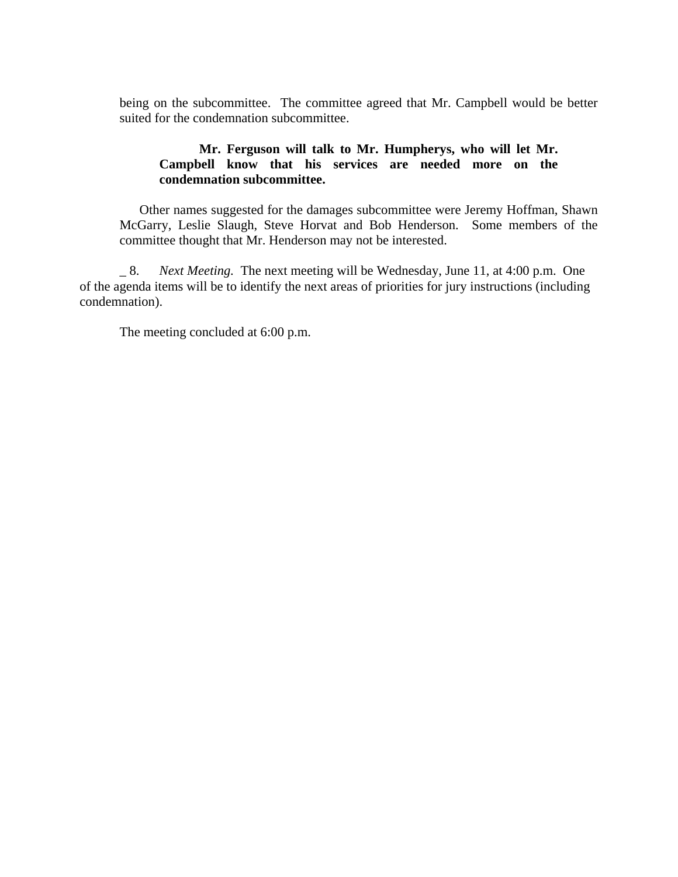being on the subcommittee. The committee agreed that Mr. Campbell would be better suited for the condemnation subcommittee.

**Mr. Ferguson will talk to Mr. Humpherys, who will let Mr. Campbell know that his services are needed more on the condemnation subcommittee.**

Other names suggested for the damages subcommittee were Jeremy Hoffman, Shawn McGarry, Leslie Slaugh, Steve Horvat and Bob Henderson. Some members of the committee thought that Mr. Henderson may not be interested.

_ 8. *Next Meeting.* The next meeting will be Wednesday, June 11, at 4:00 p.m. One of the agenda items will be to identify the next areas of priorities for jury instructions (including condemnation).

The meeting concluded at 6:00 p.m.